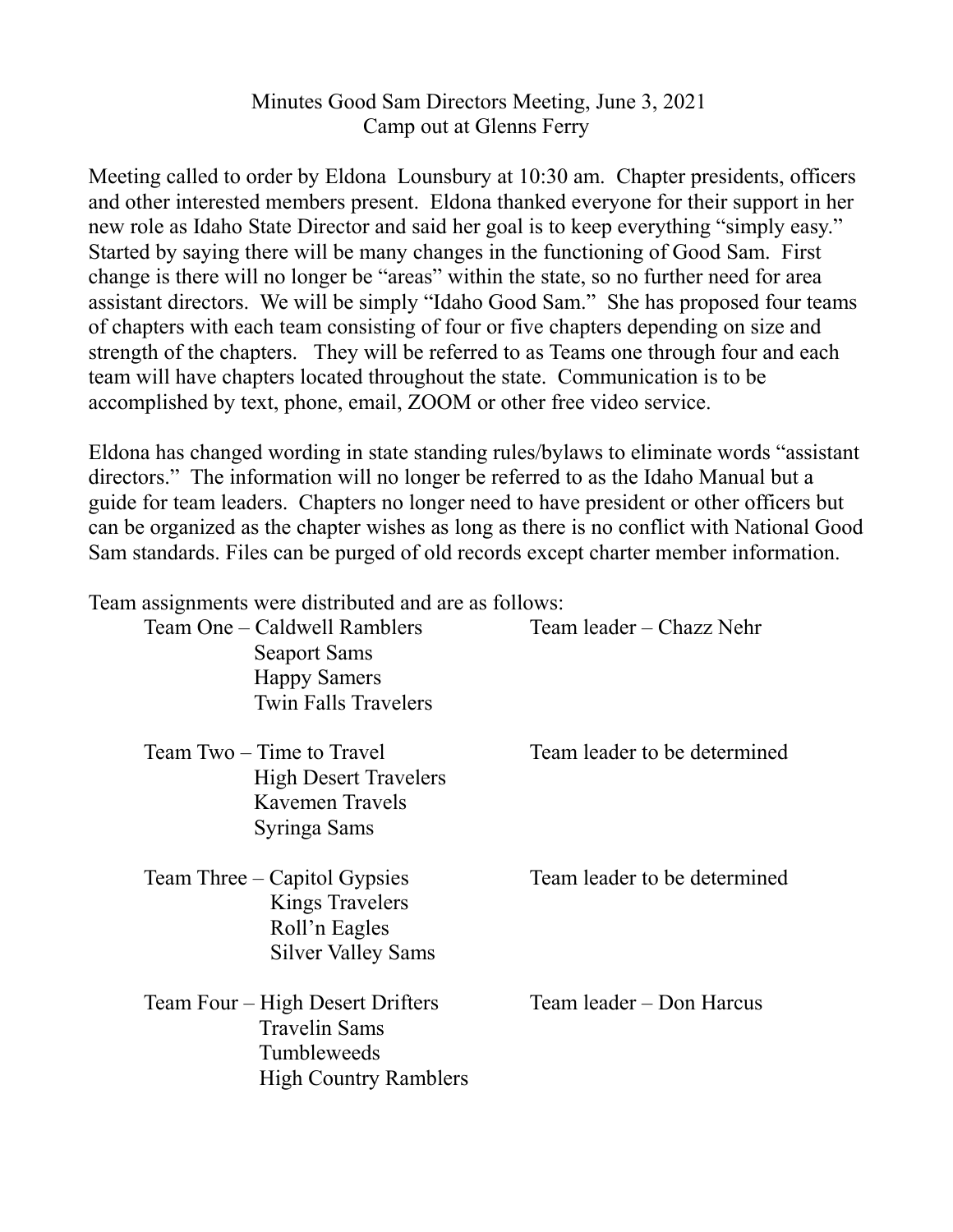Minutes Good Sam Directors Meeting, June 3, 2021
Camp out at Glenns Ferry

Meeting called to order by Eldona Lounsbury at 10:30 am. Chapter presidents, officers and other interested members present. Eldona thanked everyone for their support in her new role as Idaho State Director and said her goal is to keep everything "simply easy." Started by saying there will be many changes in the functioning of Good Sam. First change is there will no longer be "areas" within the state, so no further need for area assistant directors. We will be simply "Idaho Good Sam." She has proposed four teams of chapters with each team consisting of four or five chapters depending on size and strength of the chapters. They will be referred to as Teams one through four and each team will have chapters located throughout the state. Communication is to be accomplished by text, phone, email, ZOOM or other free video service.

Eldona has changed wording in state standing rules/bylaws to eliminate words "assistant directors." The information will no longer be referred to as the Idaho Manual but a guide for team leaders. Chapters no longer need to have president or other officers but can be organized as the chapter wishes as long as there is no conflict with National Good Sam standards. Files can be purged of old records except charter member information.

Team assignments were distributed and are as follows:

| Team | Chapters | Team leader |
|---|---|---|
| Team One | Caldwell Ramblers<br>Seaport Sams<br>Happy Samers<br>Twin Falls Travelers | Team leader – Chazz Nehr |
| Team Two | Time to Travel<br>High Desert Travelers<br>Kavemen Travels<br>Syringa Sams | Team leader to be determined |
| Team Three | Capitol Gypsies<br>Kings Travelers<br>Roll'n Eagles<br>Silver Valley Sams | Team leader to be determined |
| Team Four | High Desert Drifters<br>Travelin Sams<br>Tumbleweeds<br>High Country Ramblers | Team leader – Don Harcus |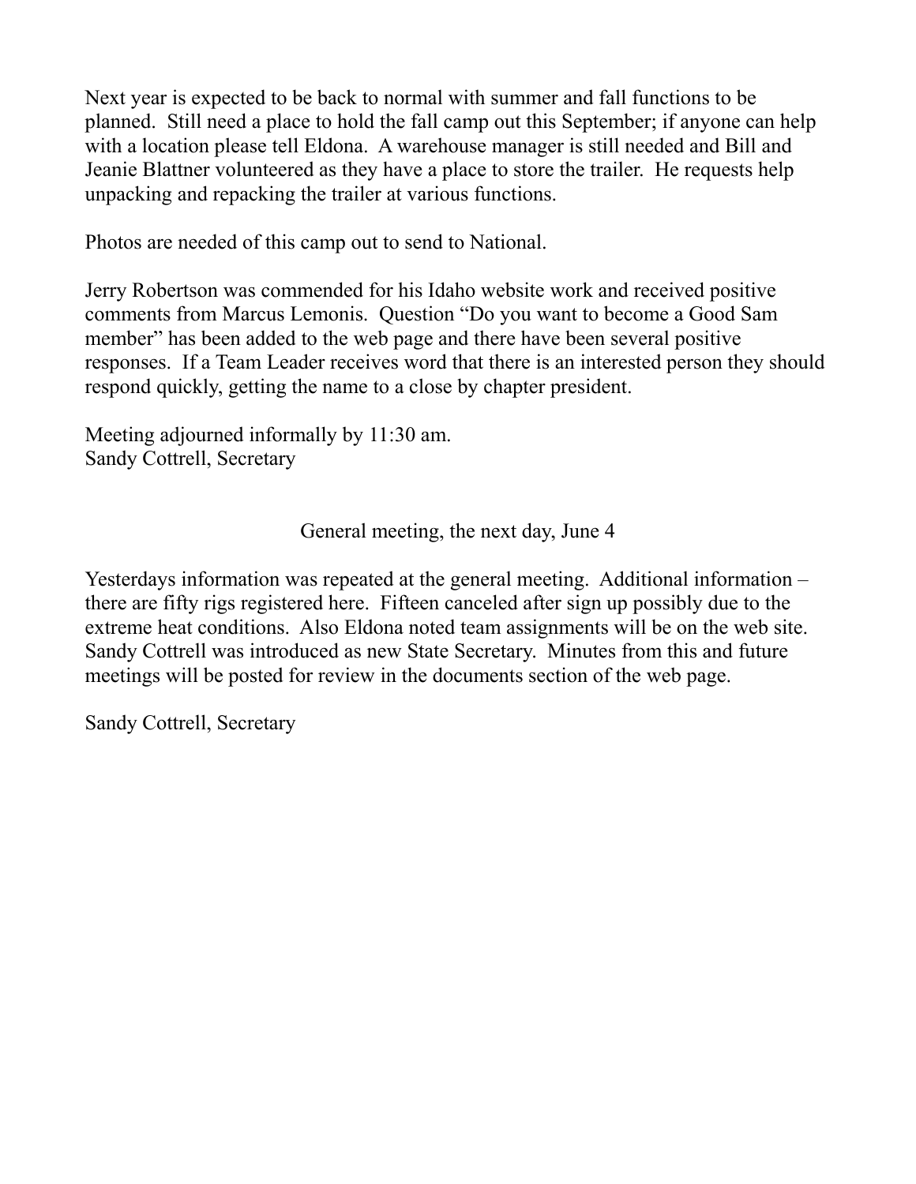Next year is expected to be back to normal with summer and fall functions to be planned. Still need a place to hold the fall camp out this September; if anyone can help with a location please tell Eldona. A warehouse manager is still needed and Bill and Jeanie Blattner volunteered as they have a place to store the trailer. He requests help unpacking and repacking the trailer at various functions.

Photos are needed of this camp out to send to National.

Jerry Robertson was commended for his Idaho website work and received positive comments from Marcus Lemonis. Question "Do you want to become a Good Sam member" has been added to the web page and there have been several positive responses. If a Team Leader receives word that there is an interested person they should respond quickly, getting the name to a close by chapter president.

Meeting adjourned informally by 11:30 am.
Sandy Cottrell, Secretary

General meeting, the next day, June 4

Yesterdays information was repeated at the general meeting. Additional information – there are fifty rigs registered here. Fifteen canceled after sign up possibly due to the extreme heat conditions. Also Eldona noted team assignments will be on the web site. Sandy Cottrell was introduced as new State Secretary. Minutes from this and future meetings will be posted for review in the documents section of the web page.

Sandy Cottrell, Secretary